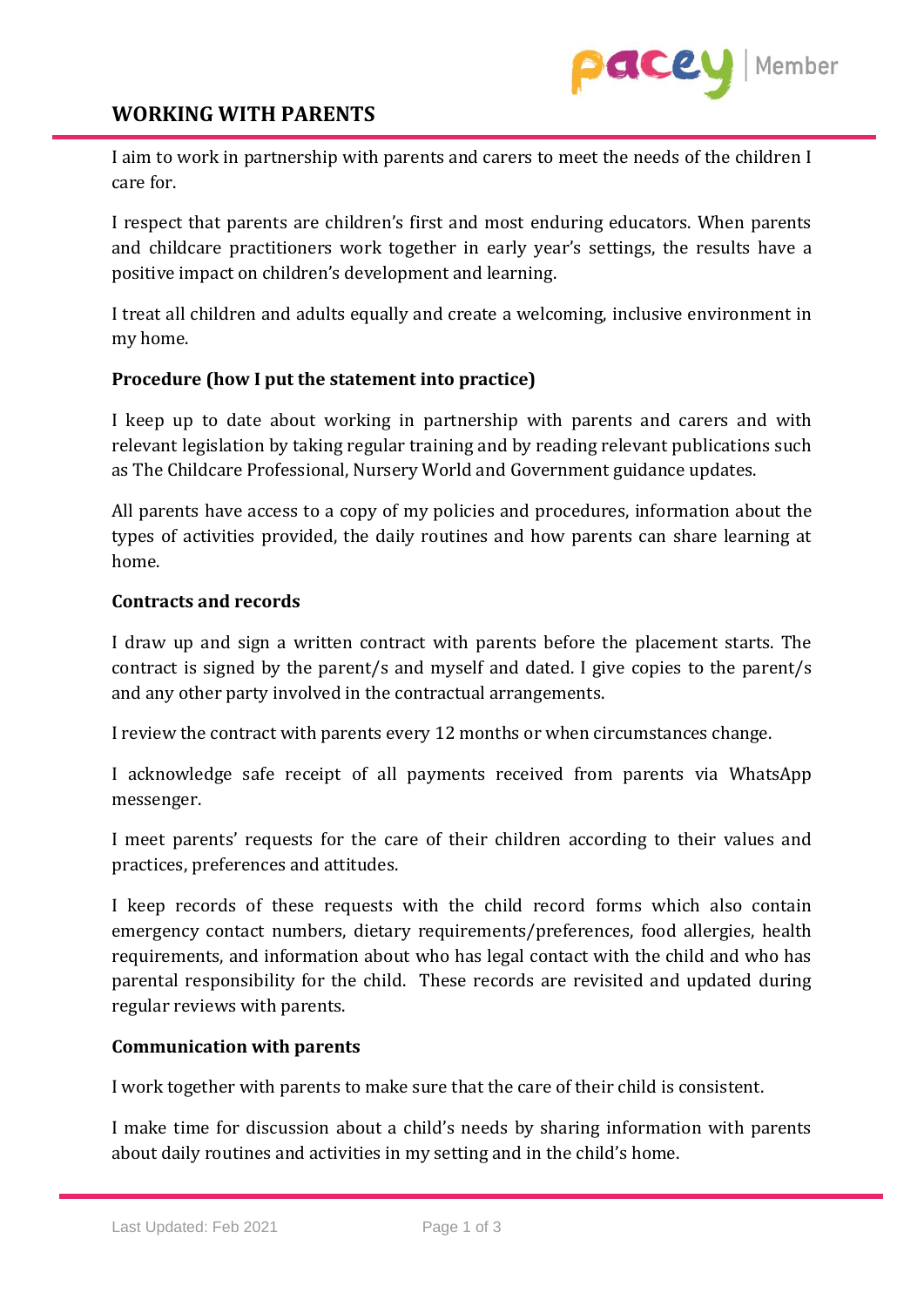# WORKING WITH PARENTS

I aim to work in partnership with parents and carers to meet the needs of the children I care for.

I respect that parents are children's first and most enduring educators. When parents and childcare practitioners work together in early year's settings, the results have a positive impact on children's development and learning.

I treat all children and adults equally and create a welcoming, inclusive environment in my home.

**Procedure (how I put the statement into practice)**

I keep up to date about working in partnership with parents and carers and with relevant legislation by taking regular training and by reading relevant publications such as The Childcare Professional, Nursery World and Government guidance updates.

All parents have access to a copy of my policies and procedures, information about the types of activities provided, the daily routines and how parents can share learning at home.

**Contracts and records**

I draw up and sign a written contract with parents before the placement starts. The contract is signed by the parent/s and myself and dated. I give copies to the parent/s and any other party involved in the contractual arrangements.

I review the contract with parents every 12 months or when circumstances change.

I acknowledge safe receipt of all payments received from parents via WhatsApp messenger.

I meet parents' requests for the care of their children according to their values and practices, preferences and attitudes.

I keep records of these requests with the child record forms which also contain emergency contact numbers, dietary requirements/preferences, food allergies, health requirements, and information about who has legal contact with the child and who has parental responsibility for the child. These records are revisited and updated during regular reviews with parents.

**Communication with parents**

I work together with parents to make sure that the care of their child is consistent.

I make time for discussion about a child's needs by sharing information with parents about daily routines and activities in my setting and in the child's home.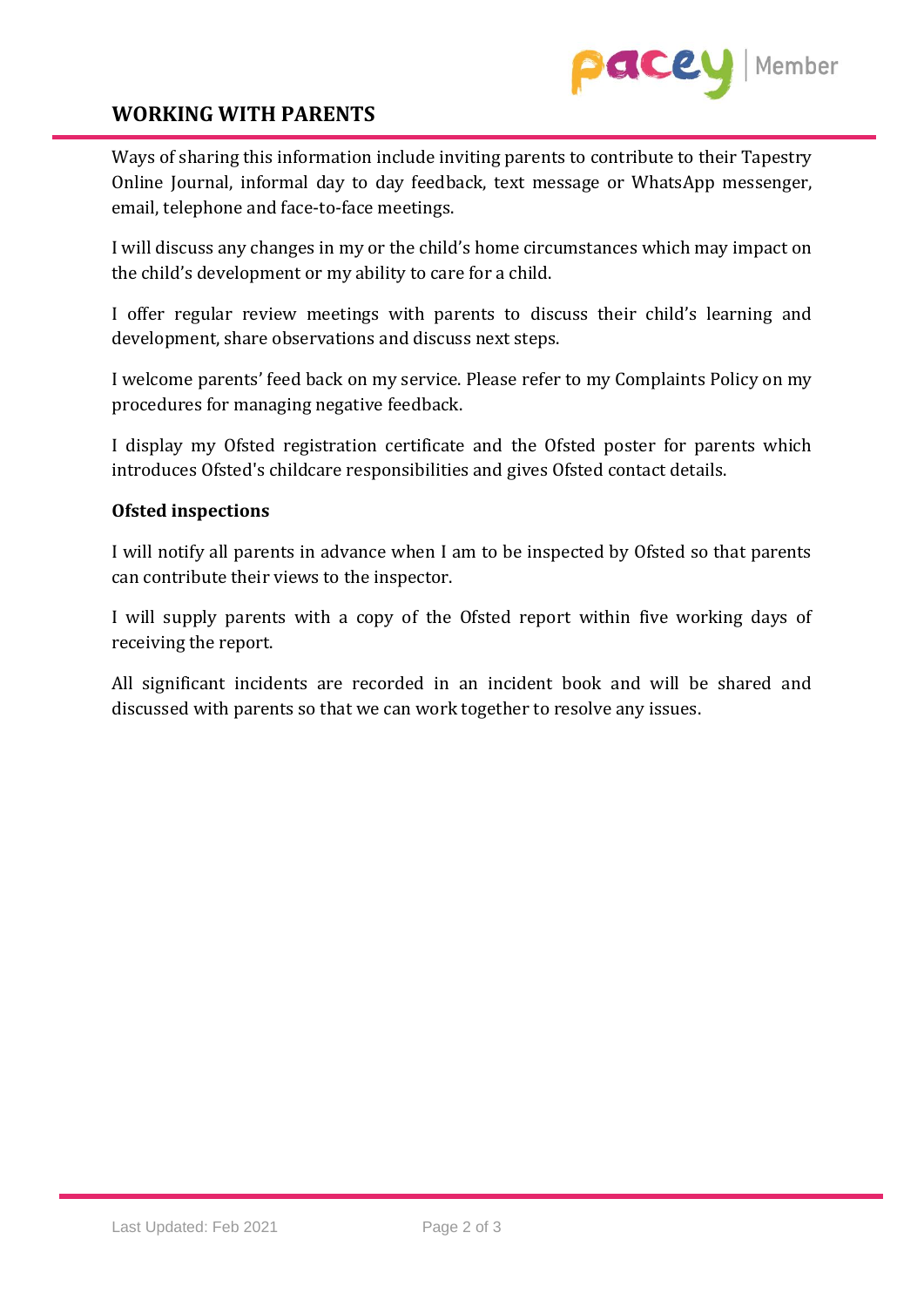## WORKING WITH PARENTS

Ways of sharing this information include inviting parents to contribute to their Tapestry Online Journal, informal day to day feedback, text message or WhatsApp messenger, email, telephone and face-to-face meetings.

I will discuss any changes in my or the child's home circumstances which may impact on the child's development or my ability to care for a child.

I offer regular review meetings with parents to discuss their child's learning and development, share observations and discuss next steps.

I welcome parents' feed back on my service. Please refer to my Complaints Policy on my procedures for managing negative feedback.

I display my Ofsted registration certificate and the Ofsted poster for parents which introduces Ofsted's childcare responsibilities and gives Ofsted contact details.

**Ofsted inspections**

I will notify all parents in advance when I am to be inspected by Ofsted so that parents can contribute their views to the inspector.

I will supply parents with a copy of the Ofsted report within five working days of receiving the report.

All significant incidents are recorded in an incident book and will be shared and discussed with parents so that we can work together to resolve any issues.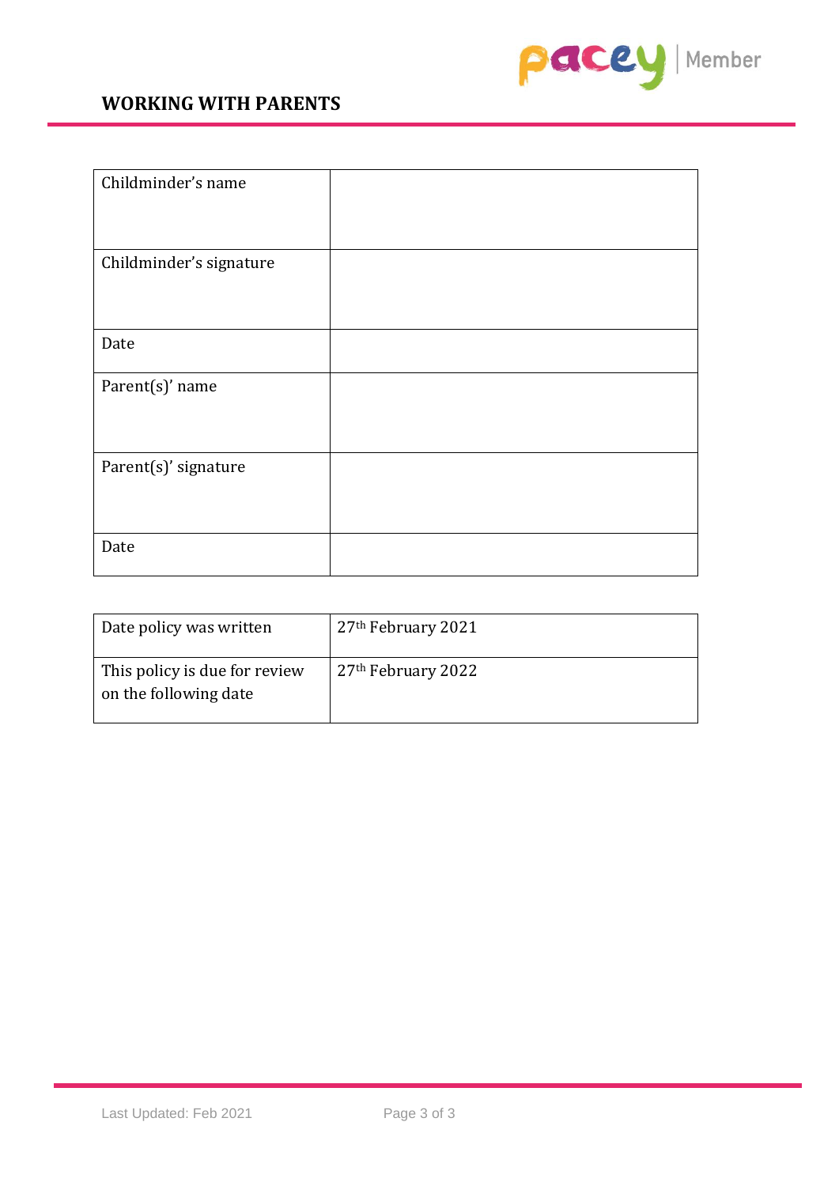| | |
|---|---|
| Childminder's name | |
| Childminder's signature | |
| Date | |
| Parent(s)' name | |
| Parent(s)' signature | |
| Date | |

| | |
|---|---|
| Date policy was written | 27th February 2021 |
| This policy is due for review on the following date | 27th February 2022 |